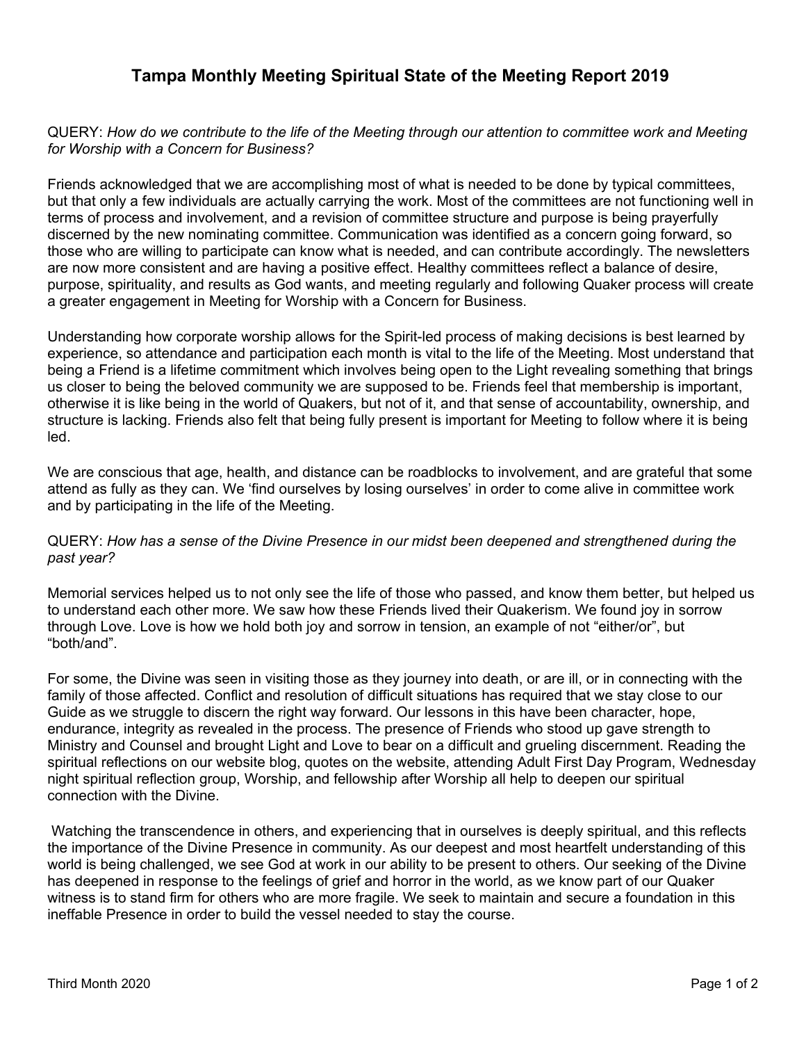# Tampa Monthly Meeting Spiritual State of the Meeting Report 2019

QUERY: *How do we contribute to the life of the Meeting through our attention to committee work and Meeting for Worship with a Concern for Business?*

Friends acknowledged that we are accomplishing most of what is needed to be done by typical committees, but that only a few individuals are actually carrying the work. Most of the committees are not functioning well in terms of process and involvement, and a revision of committee structure and purpose is being prayerfully discerned by the new nominating committee. Communication was identified as a concern going forward, so those who are willing to participate can know what is needed, and can contribute accordingly. The newsletters are now more consistent and are having a positive effect. Healthy committees reflect a balance of desire, purpose, spirituality, and results as God wants, and meeting regularly and following Quaker process will create a greater engagement in Meeting for Worship with a Concern for Business.

Understanding how corporate worship allows for the Spirit-led process of making decisions is best learned by experience, so attendance and participation each month is vital to the life of the Meeting. Most understand that being a Friend is a lifetime commitment which involves being open to the Light revealing something that brings us closer to being the beloved community we are supposed to be. Friends feel that membership is important, otherwise it is like being in the world of Quakers, but not of it, and that sense of accountability, ownership, and structure is lacking. Friends also felt that being fully present is important for Meeting to follow where it is being led.

We are conscious that age, health, and distance can be roadblocks to involvement, and are grateful that some attend as fully as they can. We 'find ourselves by losing ourselves' in order to come alive in committee work and by participating in the life of the Meeting.

QUERY: *How has a sense of the Divine Presence in our midst been deepened and strengthened during the past year?*

Memorial services helped us to not only see the life of those who passed, and know them better, but helped us to understand each other more. We saw how these Friends lived their Quakerism. We found joy in sorrow through Love. Love is how we hold both joy and sorrow in tension, an example of not "either/or", but "both/and".

For some, the Divine was seen in visiting those as they journey into death, or are ill, or in connecting with the family of those affected. Conflict and resolution of difficult situations has required that we stay close to our Guide as we struggle to discern the right way forward. Our lessons in this have been character, hope, endurance, integrity as revealed in the process. The presence of Friends who stood up gave strength to Ministry and Counsel and brought Light and Love to bear on a difficult and grueling discernment. Reading the spiritual reflections on our website blog, quotes on the website, attending Adult First Day Program, Wednesday night spiritual reflection group, Worship, and fellowship after Worship all help to deepen our spiritual connection with the Divine.

Watching the transcendence in others, and experiencing that in ourselves is deeply spiritual, and this reflects the importance of the Divine Presence in community. As our deepest and most heartfelt understanding of this world is being challenged, we see God at work in our ability to be present to others. Our seeking of the Divine has deepened in response to the feelings of grief and horror in the world, as we know part of our Quaker witness is to stand firm for others who are more fragile. We seek to maintain and secure a foundation in this ineffable Presence in order to build the vessel needed to stay the course.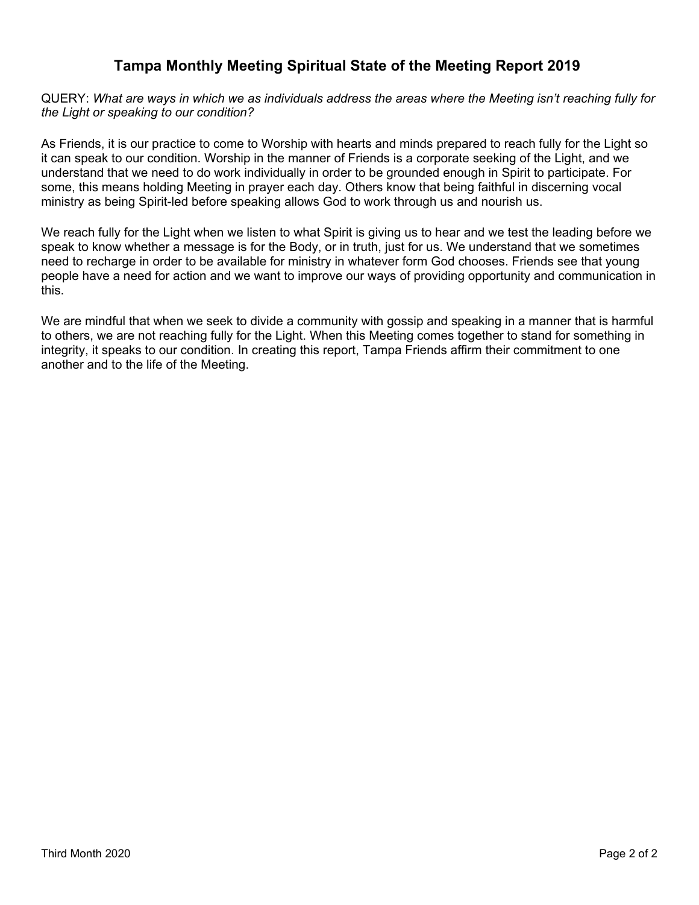## Tampa Monthly Meeting Spiritual State of the Meeting Report 2019

QUERY: *What are ways in which we as individuals address the areas where the Meeting isn't reaching fully for the Light or speaking to our condition?*

As Friends, it is our practice to come to Worship with hearts and minds prepared to reach fully for the Light so it can speak to our condition. Worship in the manner of Friends is a corporate seeking of the Light, and we understand that we need to do work individually in order to be grounded enough in Spirit to participate. For some, this means holding Meeting in prayer each day. Others know that being faithful in discerning vocal ministry as being Spirit-led before speaking allows God to work through us and nourish us.

We reach fully for the Light when we listen to what Spirit is giving us to hear and we test the leading before we speak to know whether a message is for the Body, or in truth, just for us. We understand that we sometimes need to recharge in order to be available for ministry in whatever form God chooses. Friends see that young people have a need for action and we want to improve our ways of providing opportunity and communication in this.

We are mindful that when we seek to divide a community with gossip and speaking in a manner that is harmful to others, we are not reaching fully for the Light. When this Meeting comes together to stand for something in integrity, it speaks to our condition. In creating this report, Tampa Friends affirm their commitment to one another and to the life of the Meeting.